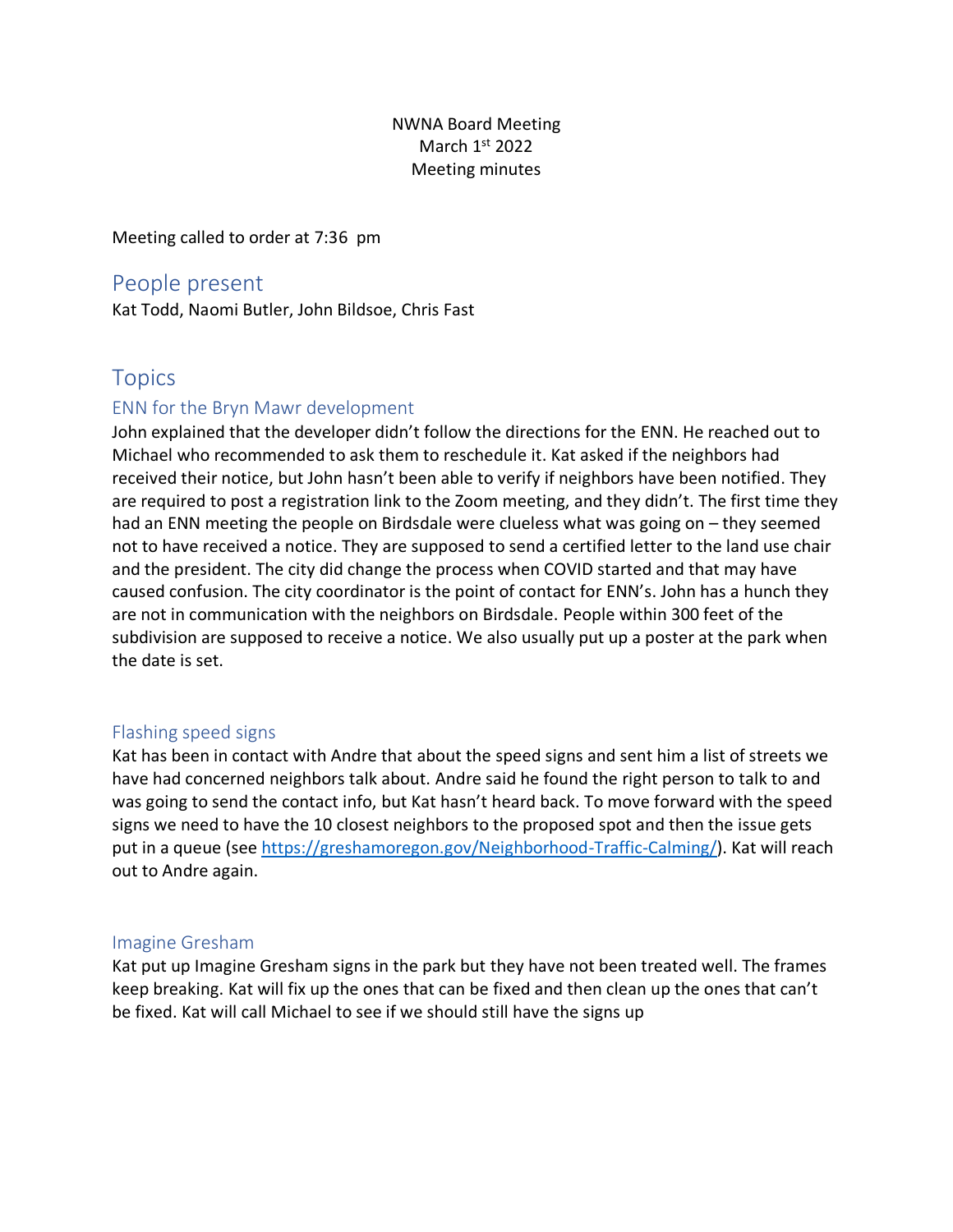NWNA Board Meeting
March 1st 2022
Meeting minutes

Meeting called to order at 7:36 pm

## People present

Kat Todd, Naomi Butler, John Bildsoe, Chris Fast

## Topics

### ENN for the Bryn Mawr development

John explained that the developer didn't follow the directions for the ENN. He reached out to Michael who recommended to ask them to reschedule it. Kat asked if the neighbors had received their notice, but John hasn't been able to verify if neighbors have been notified. They are required to post a registration link to the Zoom meeting, and they didn't. The first time they had an ENN meeting the people on Birdsdale were clueless what was going on – they seemed not to have received a notice. They are supposed to send a certified letter to the land use chair and the president. The city did change the process when COVID started and that may have caused confusion. The city coordinator is the point of contact for ENN's. John has a hunch they are not in communication with the neighbors on Birdsdale. People within 300 feet of the subdivision are supposed to receive a notice. We also usually put up a poster at the park when the date is set.

### Flashing speed signs

Kat has been in contact with Andre that about the speed signs and sent him a list of streets we have had concerned neighbors talk about. Andre said he found the right person to talk to and was going to send the contact info, but Kat hasn't heard back. To move forward with the speed signs we need to have the 10 closest neighbors to the proposed spot and then the issue gets put in a queue (see https://greshamoregon.gov/Neighborhood-Traffic-Calming/). Kat will reach out to Andre again.

### Imagine Gresham

Kat put up Imagine Gresham signs in the park but they have not been treated well. The frames keep breaking. Kat will fix up the ones that can be fixed and then clean up the ones that can't be fixed. Kat will call Michael to see if we should still have the signs up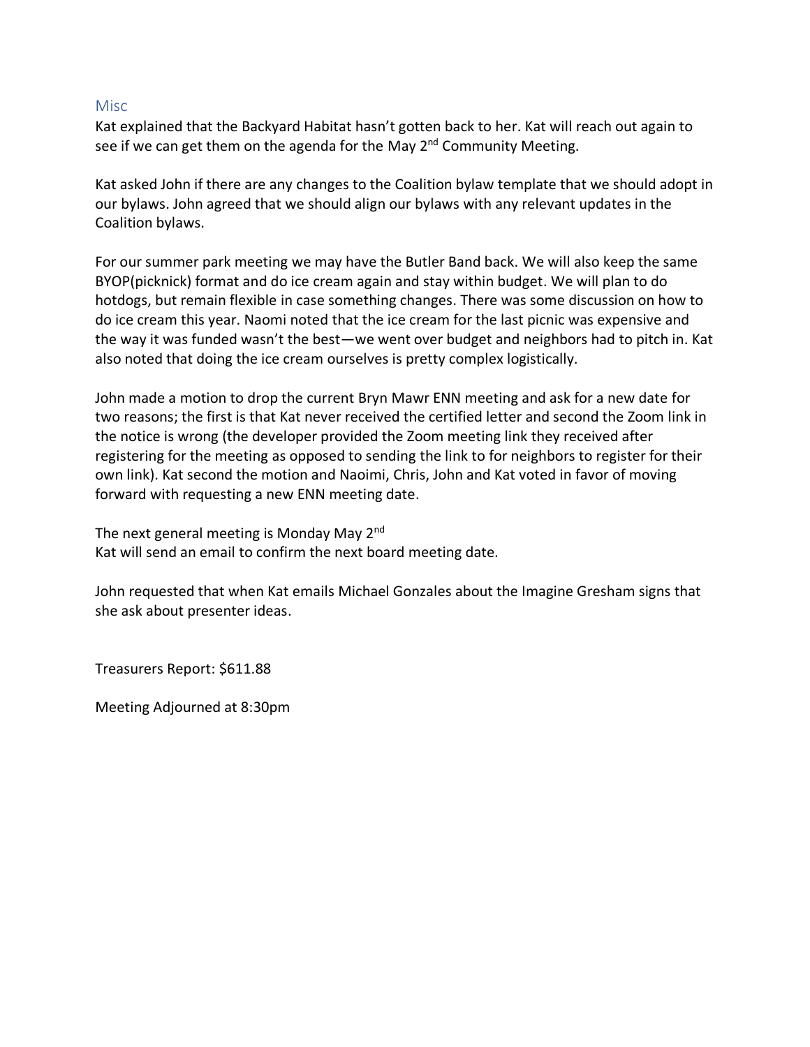## Misc

Kat explained that the Backyard Habitat hasn't gotten back to her. Kat will reach out again to see if we can get them on the agenda for the May 2nd Community Meeting.

Kat asked John if there are any changes to the Coalition bylaw template that we should adopt in our bylaws. John agreed that we should align our bylaws with any relevant updates in the Coalition bylaws.

For our summer park meeting we may have the Butler Band back. We will also keep the same BYOP(picknick) format and do ice cream again and stay within budget. We will plan to do hotdogs, but remain flexible in case something changes. There was some discussion on how to do ice cream this year. Naomi noted that the ice cream for the last picnic was expensive and the way it was funded wasn't the best—we went over budget and neighbors had to pitch in. Kat also noted that doing the ice cream ourselves is pretty complex logistically.

John made a motion to drop the current Bryn Mawr ENN meeting and ask for a new date for two reasons; the first is that Kat never received the certified letter and second the Zoom link in the notice is wrong (the developer provided the Zoom meeting link they received after registering for the meeting as opposed to sending the link to for neighbors to register for their own link). Kat second the motion and Naoimi, Chris, John and Kat voted in favor of moving forward with requesting a new ENN meeting date.

The next general meeting is Monday May 2nd
Kat will send an email to confirm the next board meeting date.

John requested that when Kat emails Michael Gonzales about the Imagine Gresham signs that she ask about presenter ideas.

Treasurers Report: $611.88

Meeting Adjourned at 8:30pm